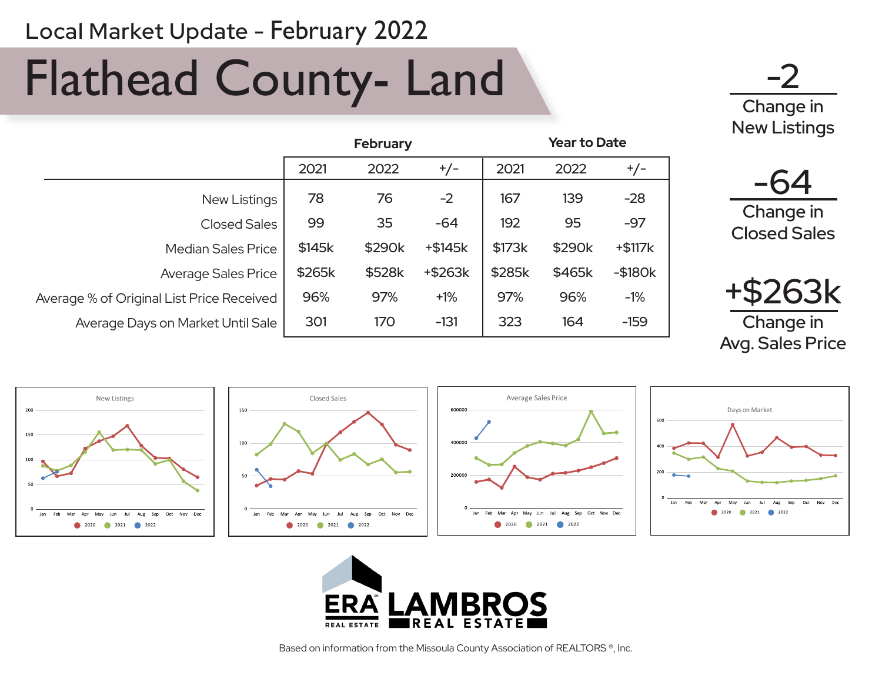Local Market Update - February 2022

# Flathead County- Land

| | February | | | Year to Date | | |
|---|---|---|---|---|---|---|
| | 2021 | 2022 | +/- | 2021 | 2022 | +/- |
| New Listings | 78 | 76 | -2 | 167 | 139 | -28 |
| Closed Sales | 99 | 35 | -64 | 192 | 95 | -97 |
| Median Sales Price | $145k | $290k | +$145k | $173k | $290k | +$117k |
| Average Sales Price | $265k | $528k | +$263k | $285k | $465k | -$180k |
| Average % of Original List Price Received | 96% | 97% | +1% | 97% | 96% | -1% |
| Average Days on Market Until Sale | 301 | 170 | -131 | 323 | 164 | -159 |

**-2**
Change in New Listings

**-64**
Change in Closed Sales

**+$263k**
Change in Avg. Sales Price

New Listings

Closed Sales

Average Sales Price

Days on Market

ERA LAMBROS REAL ESTATE

Based on information from the Missoula County Association of REALTORS ®, Inc.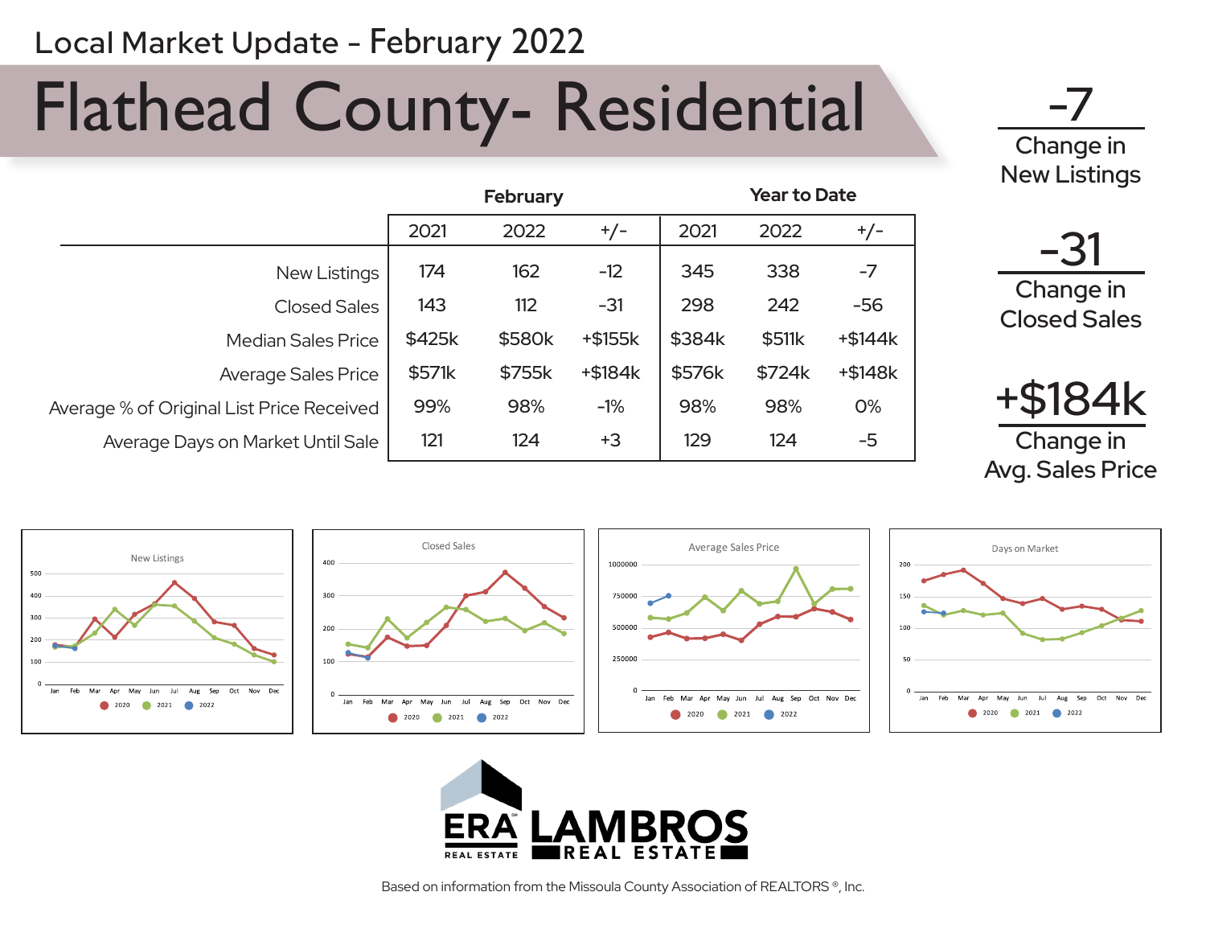Local Market Update - February 2022

# Flathead County- Residential

| | February | | | Year to Date | | |
|---|---|---|---|---|---|---|
| | 2021 | 2022 | +/- | 2021 | 2022 | +/- |
| New Listings | 174 | 162 | -12 | 345 | 338 | -7 |
| Closed Sales | 143 | 112 | -31 | 298 | 242 | -56 |
| Median Sales Price | $425k | $580k | +$155k | $384k | $511k | +$144k |
| Average Sales Price | $571k | $755k | +$184k | $576k | $724k | +$148k |
| Average % of Original List Price Received | 99% | 98% | -1% | 98% | 98% | 0% |
| Average Days on Market Until Sale | 121 | 124 | +3 | 129 | 124 | -5 |

**-7**
Change in New Listings

**-31**
Change in Closed Sales

**+$184k**
Change in Avg. Sales Price

New Listings

Closed Sales

Average Sales Price

Days on Market

ERA LAMBROS REAL ESTATE

Based on information from the Missoula County Association of REALTORS ®, Inc.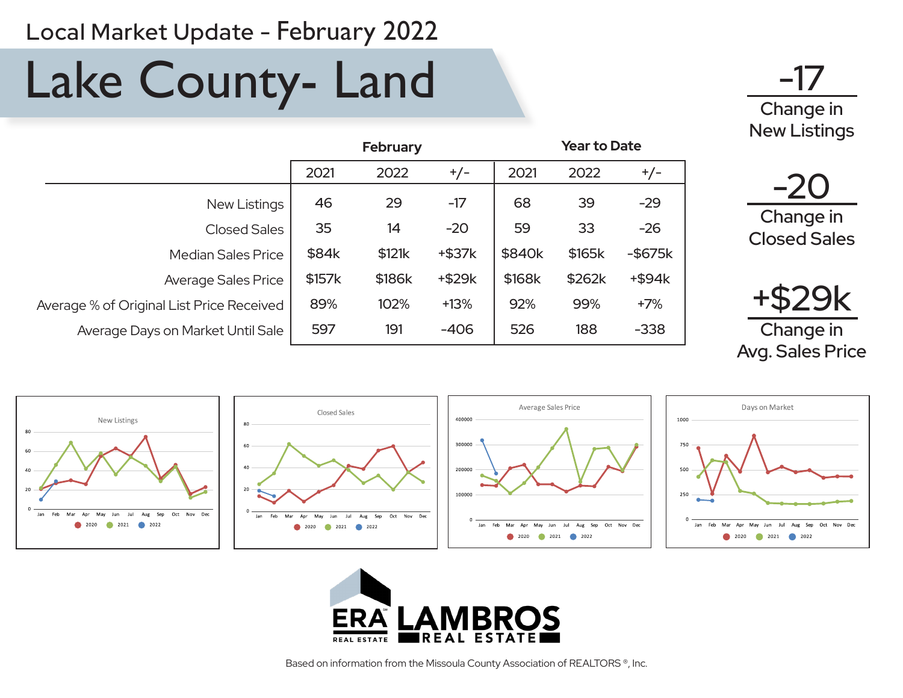Local Market Update - February 2022

# Lake County- Land

| | February | | | Year to Date | | |
|---|---|---|---|---|---|---|
| | 2021 | 2022 | +/- | 2021 | 2022 | +/- |
| New Listings | 46 | 29 | -17 | 68 | 39 | -29 |
| Closed Sales | 35 | 14 | -20 | 59 | 33 | -26 |
| Median Sales Price | $84k | $121k | +$37k | $840k | $165k | -$675k |
| Average Sales Price | $157k | $186k | +$29k | $168k | $262k | +$94k |
| Average % of Original List Price Received | 89% | 102% | +13% | 92% | 99% | +7% |
| Average Days on Market Until Sale | 597 | 191 | -406 | 526 | 188 | -338 |

**-17**
Change in New Listings

**-20**
Change in Closed Sales

**+$29k**
Change in Avg. Sales Price

New Listings

Closed Sales

Average Sales Price

Days on Market

Based on information from the Missoula County Association of REALTORS ®, Inc.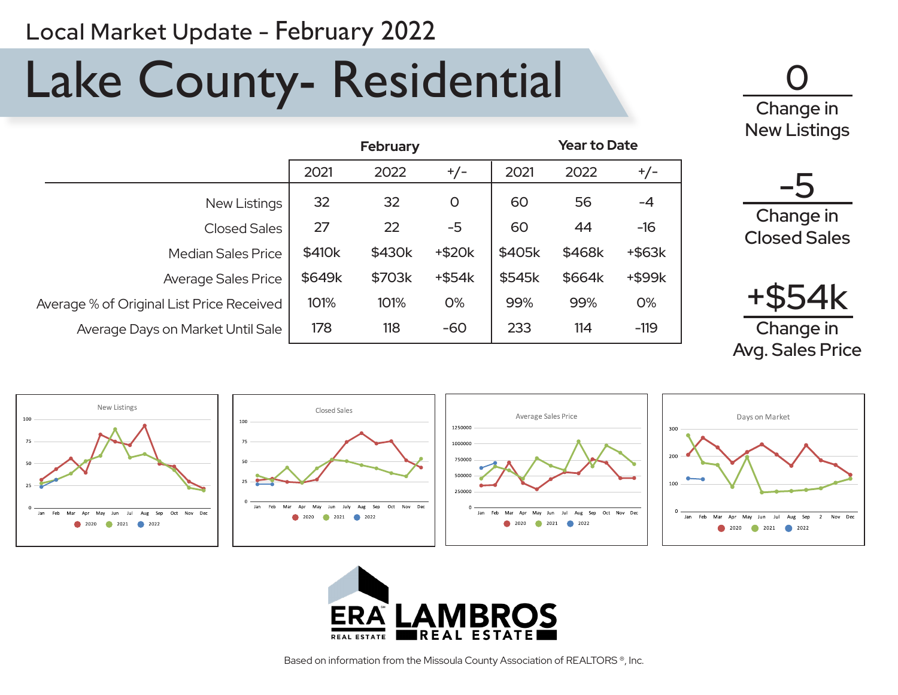Local Market Update - February 2022

# Lake County- Residential

| | February | | | Year to Date | | |
|---|---|---|---|---|---|---|
| | 2021 | 2022 | +/- | 2021 | 2022 | +/- |
| New Listings | 32 | 32 | 0 | 60 | 56 | -4 |
| Closed Sales | 27 | 22 | -5 | 60 | 44 | -16 |
| Median Sales Price | $410k | $430k | +$20k | $405k | $468k | +$63k |
| Average Sales Price | $649k | $703k | +$54k | $545k | $664k | +$99k |
| Average % of Original List Price Received | 101% | 101% | 0% | 99% | 99% | 0% |
| Average Days on Market Until Sale | 178 | 118 | -60 | 233 | 114 | -119 |

**0**
Change in New Listings

**-5**
Change in Closed Sales

**+$54k**
Change in Avg. Sales Price

New Listings
100
75
50
25
0
Jan Feb Mar Apr May Jun Jul Aug Sep Oct Nov Dec
2020 2021 2022

Closed Sales
100
75
50
25
0
Jan Feb Mar Apr May Jun July Aug Sep Oct Nov Dec
2020 2021 2022

Average Sales Price
1250000
1000000
750000
500000
250000
0
Jan Feb Mar Apr May Jun Jul Aug Sep Oct Nov Dec
2020 2021 2022

Days on Market
300
200
100
0
Jan Feb Mar Apr May Jun Jul Aug Sep 2 Nov Dec
2020 2021 2022

ERA LAMBROS REAL ESTATE

Based on information from the Missoula County Association of REALTORS ®, Inc.